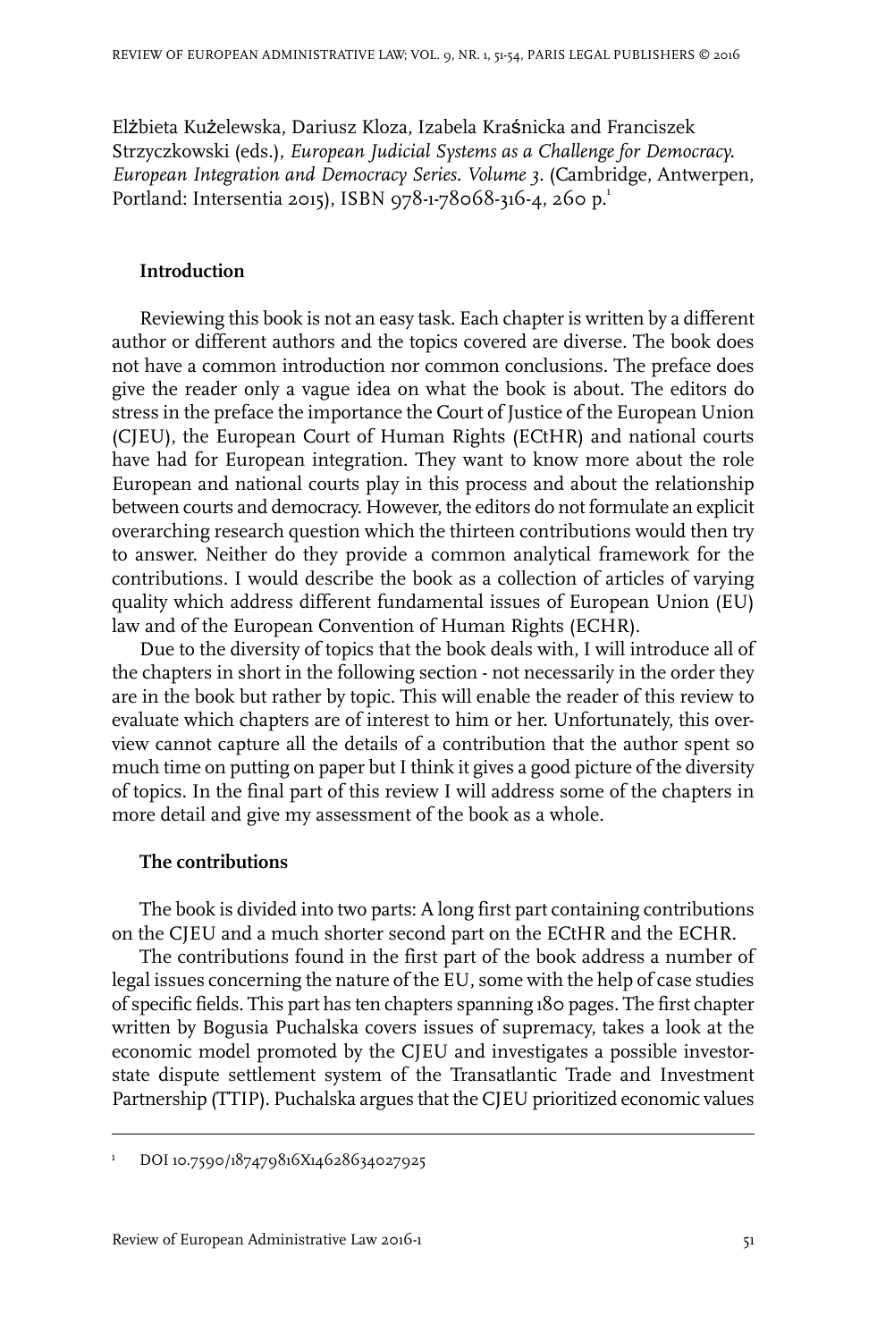Elżbieta Kużelewska, Dariusz Kloza, Izabela Kraśnicka and Franciszek Strzyczkowski (eds.), *European Judicial Systems as a Challenge for Democracy. European Integration and Democracy Series. Volume 3*. (Cambridge, Antwerpen, Portland: Intersentia 2015), ISBN 978-1-78068-316-4, 260 p.[1]

## Introduction

Reviewing this book is not an easy task. Each chapter is written by a different author or different authors and the topics covered are diverse. The book does not have a common introduction nor common conclusions. The preface does give the reader only a vague idea on what the book is about. The editors do stress in the preface the importance the Court of Justice of the European Union (CJEU), the European Court of Human Rights (ECtHR) and national courts have had for European integration. They want to know more about the role European and national courts play in this process and about the relationship between courts and democracy. However, the editors do not formulate an explicit overarching research question which the thirteen contributions would then try to answer. Neither do they provide a common analytical framework for the contributions. I would describe the book as a collection of articles of varying quality which address different fundamental issues of European Union (EU) law and of the European Convention of Human Rights (ECHR).

Due to the diversity of topics that the book deals with, I will introduce all of the chapters in short in the following section - not necessarily in the order they are in the book but rather by topic. This will enable the reader of this review to evaluate which chapters are of interest to him or her. Unfortunately, this overview cannot capture all the details of a contribution that the author spent so much time on putting on paper but I think it gives a good picture of the diversity of topics. In the final part of this review I will address some of the chapters in more detail and give my assessment of the book as a whole.

## The contributions

The book is divided into two parts: A long first part containing contributions on the CJEU and a much shorter second part on the ECtHR and the ECHR.

The contributions found in the first part of the book address a number of legal issues concerning the nature of the EU, some with the help of case studies of specific fields. This part has ten chapters spanning 180 pages. The first chapter written by Bogusia Puchalska covers issues of supremacy, takes a look at the economic model promoted by the CJEU and investigates a possible investor-state dispute settlement system of the Transatlantic Trade and Investment Partnership (TTIP). Puchalska argues that the CJEU prioritized economic values

[1] DOI 10.7590/187479816X14628634027925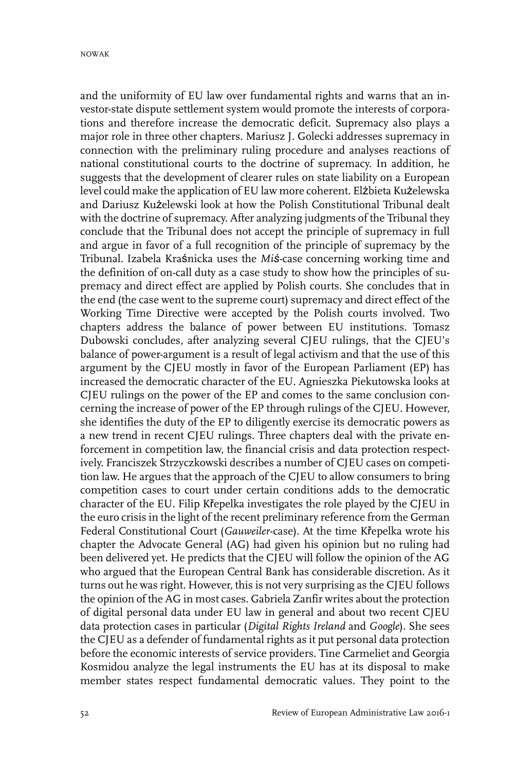and the uniformity of EU law over fundamental rights and warns that an investor-state dispute settlement system would promote the interests of corporations and therefore increase the democratic deficit. Supremacy also plays a major role in three other chapters. Mariusz J. Golecki addresses supremacy in connection with the preliminary ruling procedure and analyses reactions of national constitutional courts to the doctrine of supremacy. In addition, he suggests that the development of clearer rules on state liability on a European level could make the application of EU law more coherent. Elżbieta Kużelewska and Dariusz Kużelewski look at how the Polish Constitutional Tribunal dealt with the doctrine of supremacy. After analyzing judgments of the Tribunal they conclude that the Tribunal does not accept the principle of supremacy in full and argue in favor of a full recognition of the principle of supremacy by the Tribunal. Izabela Kraśnicka uses the *Miś*-case concerning working time and the definition of on-call duty as a case study to show how the principles of supremacy and direct effect are applied by Polish courts. She concludes that in the end (the case went to the supreme court) supremacy and direct effect of the Working Time Directive were accepted by the Polish courts involved. Two chapters address the balance of power between EU institutions. Tomasz Dubowski concludes, after analyzing several CJEU rulings, that the CJEU's balance of power-argument is a result of legal activism and that the use of this argument by the CJEU mostly in favor of the European Parliament (EP) has increased the democratic character of the EU. Agnieszka Piekutowska looks at CJEU rulings on the power of the EP and comes to the same conclusion concerning the increase of power of the EP through rulings of the CJEU. However, she identifies the duty of the EP to diligently exercise its democratic powers as a new trend in recent CJEU rulings. Three chapters deal with the private enforcement in competition law, the financial crisis and data protection respectively. Franciszek Strzyczkowski describes a number of CJEU cases on competition law. He argues that the approach of the CJEU to allow consumers to bring competition cases to court under certain conditions adds to the democratic character of the EU. Filip Křepelka investigates the role played by the CJEU in the euro crisis in the light of the recent preliminary reference from the German Federal Constitutional Court (*Gauweiler*-case). At the time Křepelka wrote his chapter the Advocate General (AG) had given his opinion but no ruling had been delivered yet. He predicts that the CJEU will follow the opinion of the AG who argued that the European Central Bank has considerable discretion. As it turns out he was right. However, this is not very surprising as the CJEU follows the opinion of the AG in most cases. Gabriela Zanfir writes about the protection of digital personal data under EU law in general and about two recent CJEU data protection cases in particular (*Digital Rights Ireland* and *Google*). She sees the CJEU as a defender of fundamental rights as it put personal data protection before the economic interests of service providers. Tine Carmeliet and Georgia Kosmidou analyze the legal instruments the EU has at its disposal to make member states respect fundamental democratic values. They point to the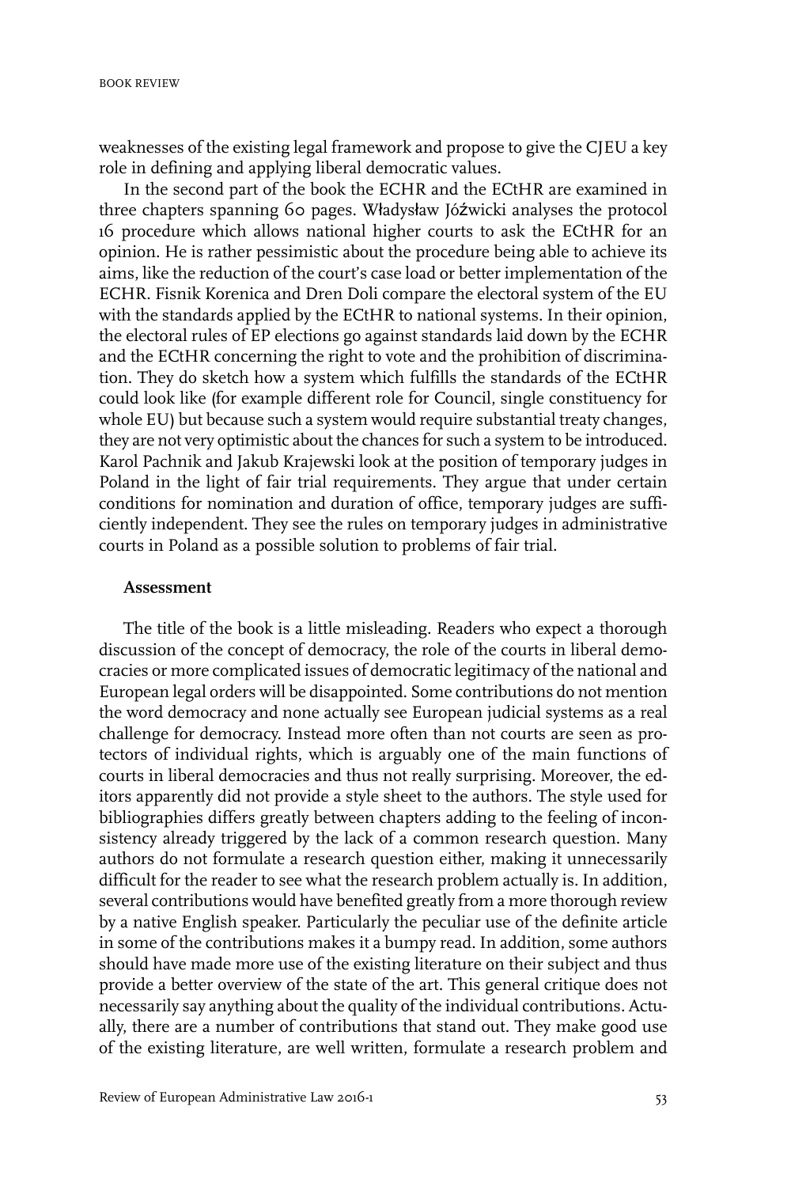weaknesses of the existing legal framework and propose to give the CJEU a key role in defining and applying liberal democratic values.

In the second part of the book the ECHR and the ECtHR are examined in three chapters spanning 60 pages. Władysław Jóźwicki analyses the protocol 16 procedure which allows national higher courts to ask the ECtHR for an opinion. He is rather pessimistic about the procedure being able to achieve its aims, like the reduction of the court's case load or better implementation of the ECHR. Fisnik Korenica and Dren Doli compare the electoral system of the EU with the standards applied by the ECtHR to national systems. In their opinion, the electoral rules of EP elections go against standards laid down by the ECHR and the ECtHR concerning the right to vote and the prohibition of discrimination. They do sketch how a system which fulfills the standards of the ECtHR could look like (for example different role for Council, single constituency for whole EU) but because such a system would require substantial treaty changes, they are not very optimistic about the chances for such a system to be introduced. Karol Pachnik and Jakub Krajewski look at the position of temporary judges in Poland in the light of fair trial requirements. They argue that under certain conditions for nomination and duration of office, temporary judges are sufficiently independent. They see the rules on temporary judges in administrative courts in Poland as a possible solution to problems of fair trial.

## Assessment

The title of the book is a little misleading. Readers who expect a thorough discussion of the concept of democracy, the role of the courts in liberal democracies or more complicated issues of democratic legitimacy of the national and European legal orders will be disappointed. Some contributions do not mention the word democracy and none actually see European judicial systems as a real challenge for democracy. Instead more often than not courts are seen as protectors of individual rights, which is arguably one of the main functions of courts in liberal democracies and thus not really surprising. Moreover, the editors apparently did not provide a style sheet to the authors. The style used for bibliographies differs greatly between chapters adding to the feeling of inconsistency already triggered by the lack of a common research question. Many authors do not formulate a research question either, making it unnecessarily difficult for the reader to see what the research problem actually is. In addition, several contributions would have benefited greatly from a more thorough review by a native English speaker. Particularly the peculiar use of the definite article in some of the contributions makes it a bumpy read. In addition, some authors should have made more use of the existing literature on their subject and thus provide a better overview of the state of the art. This general critique does not necessarily say anything about the quality of the individual contributions. Actually, there are a number of contributions that stand out. They make good use of the existing literature, are well written, formulate a research problem and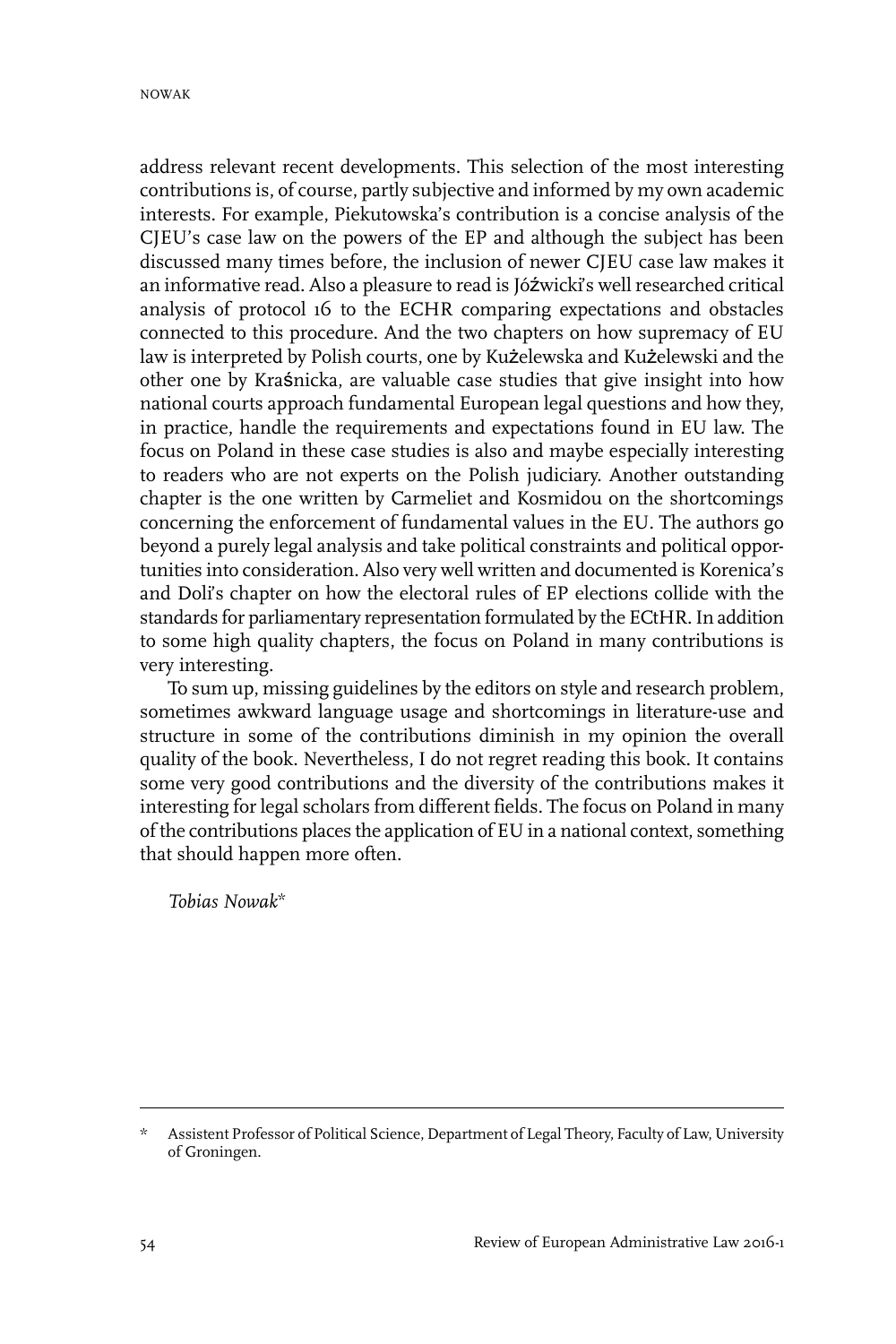address relevant recent developments. This selection of the most interesting contributions is, of course, partly subjective and informed by my own academic interests. For example, Piekutowska's contribution is a concise analysis of the CJEU's case law on the powers of the EP and although the subject has been discussed many times before, the inclusion of newer CJEU case law makes it an informative read. Also a pleasure to read is Jóźwicki's well researched critical analysis of protocol 16 to the ECHR comparing expectations and obstacles connected to this procedure. And the two chapters on how supremacy of EU law is interpreted by Polish courts, one by Kużelewska and Kużelewski and the other one by Kraśnicka, are valuable case studies that give insight into how national courts approach fundamental European legal questions and how they, in practice, handle the requirements and expectations found in EU law. The focus on Poland in these case studies is also and maybe especially interesting to readers who are not experts on the Polish judiciary. Another outstanding chapter is the one written by Carmeliet and Kosmidou on the shortcomings concerning the enforcement of fundamental values in the EU. The authors go beyond a purely legal analysis and take political constraints and political opportunities into consideration. Also very well written and documented is Korenica's and Doli's chapter on how the electoral rules of EP elections collide with the standards for parliamentary representation formulated by the ECtHR. In addition to some high quality chapters, the focus on Poland in many contributions is very interesting.

To sum up, missing guidelines by the editors on style and research problem, sometimes awkward language usage and shortcomings in literature-use and structure in some of the contributions diminish in my opinion the overall quality of the book. Nevertheless, I do not regret reading this book. It contains some very good contributions and the diversity of the contributions makes it interesting for legal scholars from different fields. The focus on Poland in many of the contributions places the application of EU in a national context, something that should happen more often.

*Tobias Nowak**

---

\* Assistent Professor of Political Science, Department of Legal Theory, Faculty of Law, University of Groningen.